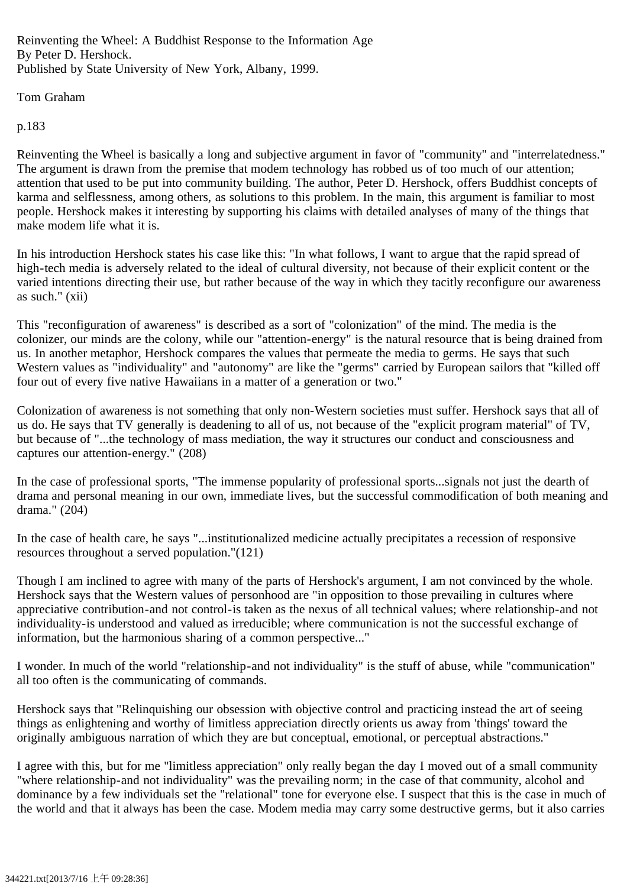Reinventing the Wheel: A Buddhist Response to the Information Age
By Peter D. Hershock.
Published by State University of New York, Albany, 1999.

Tom Graham

p.183

Reinventing the Wheel is basically a long and subjective argument in favor of "community" and "interrelatedness." The argument is drawn from the premise that modem technology has robbed us of too much of our attention; attention that used to be put into community building. The author, Peter D. Hershock, offers Buddhist concepts of karma and selflessness, among others, as solutions to this problem. In the main, this argument is familiar to most people. Hershock makes it interesting by supporting his claims with detailed analyses of many of the things that make modem life what it is.

In his introduction Hershock states his case like this: "In what follows, I want to argue that the rapid spread of high-tech media is adversely related to the ideal of cultural diversity, not because of their explicit content or the varied intentions directing their use, but rather because of the way in which they tacitly reconfigure our awareness as such." (xii)

This "reconfiguration of awareness" is described as a sort of "colonization" of the mind. The media is the colonizer, our minds are the colony, while our "attention-energy" is the natural resource that is being drained from us. In another metaphor, Hershock compares the values that permeate the media to germs. He says that such Western values as "individuality" and "autonomy" are like the "germs" carried by European sailors that "killed off four out of every five native Hawaiians in a matter of a generation or two."

Colonization of awareness is not something that only non-Western societies must suffer. Hershock says that all of us do. He says that TV generally is deadening to all of us, not because of the "explicit program material" of TV, but because of "...the technology of mass mediation, the way it structures our conduct and consciousness and captures our attention-energy." (208)

In the case of professional sports, "The immense popularity of professional sports...signals not just the dearth of drama and personal meaning in our own, immediate lives, but the successful commodification of both meaning and drama." (204)

In the case of health care, he says "...institutionalized medicine actually precipitates a recession of responsive resources throughout a served population."(121)

Though I am inclined to agree with many of the parts of Hershock's argument, I am not convinced by the whole. Hershock says that the Western values of personhood are "in opposition to those prevailing in cultures where appreciative contribution-and not control-is taken as the nexus of all technical values; where relationship-and not individuality-is understood and valued as irreducible; where communication is not the successful exchange of information, but the harmonious sharing of a common perspective..."

I wonder. In much of the world "relationship-and not individuality" is the stuff of abuse, while "communication" all too often is the communicating of commands.

Hershock says that "Relinquishing our obsession with objective control and practicing instead the art of seeing things as enlightening and worthy of limitless appreciation directly orients us away from 'things' toward the originally ambiguous narration of which they are but conceptual, emotional, or perceptual abstractions."

I agree with this, but for me "limitless appreciation" only really began the day I moved out of a small community "where relationship-and not individuality" was the prevailing norm; in the case of that community, alcohol and dominance by a few individuals set the "relational" tone for everyone else. I suspect that this is the case in much of the world and that it always has been the case. Modem media may carry some destructive germs, but it also carries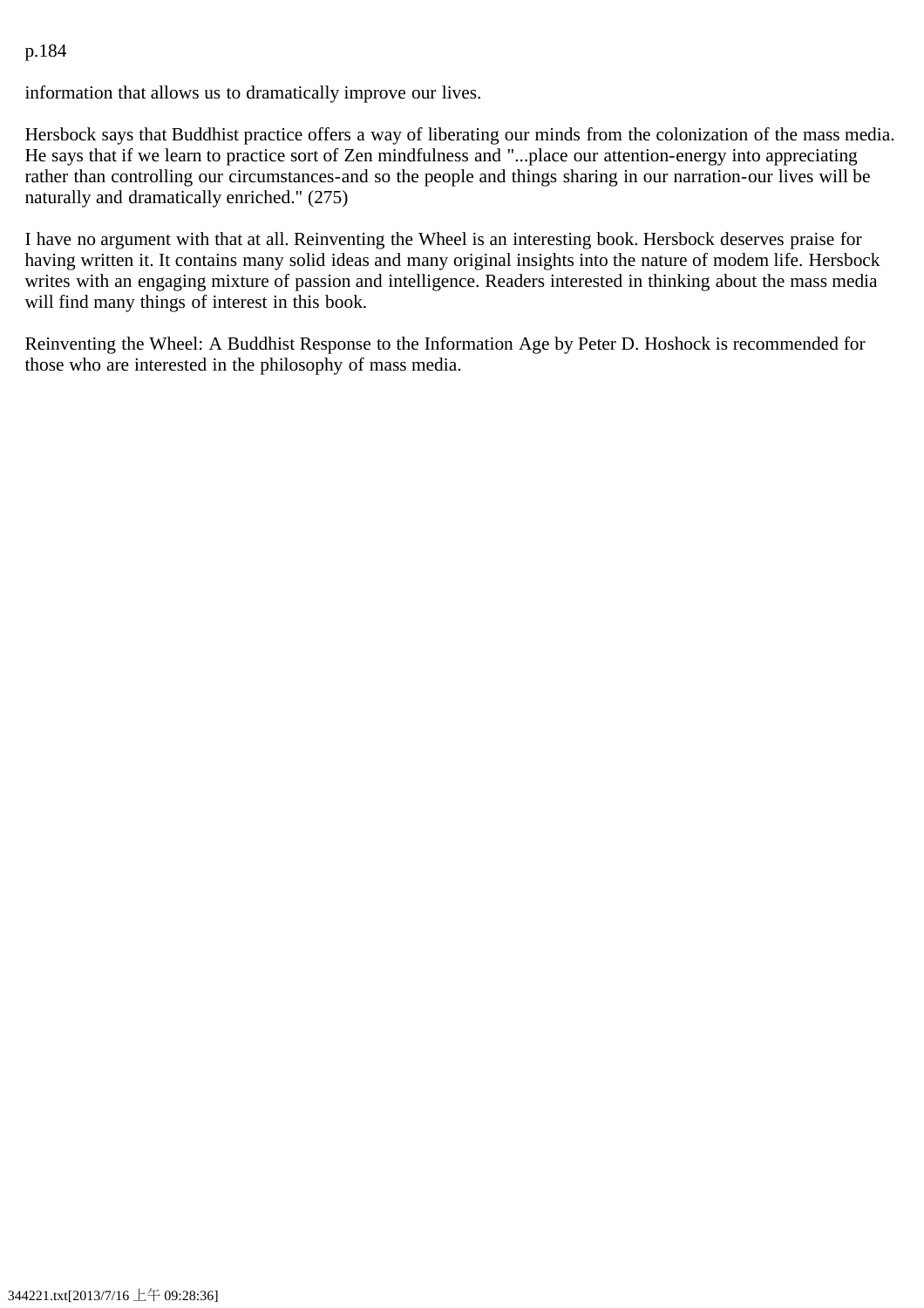information that allows us to dramatically improve our lives.

Hersbock says that Buddhist practice offers a way of liberating our minds from the colonization of the mass media. He says that if we learn to practice sort of Zen mindfulness and "...place our attention-energy into appreciating rather than controlling our circumstances-and so the people and things sharing in our narration-our lives will be naturally and dramatically enriched." (275)

I have no argument with that at all. Reinventing the Wheel is an interesting book. Hersbock deserves praise for having written it. It contains many solid ideas and many original insights into the nature of modem life. Hersbock writes with an engaging mixture of passion and intelligence. Readers interested in thinking about the mass media will find many things of interest in this book.

Reinventing the Wheel: A Buddhist Response to the Information Age by Peter D. Hoshock is recommended for those who are interested in the philosophy of mass media.